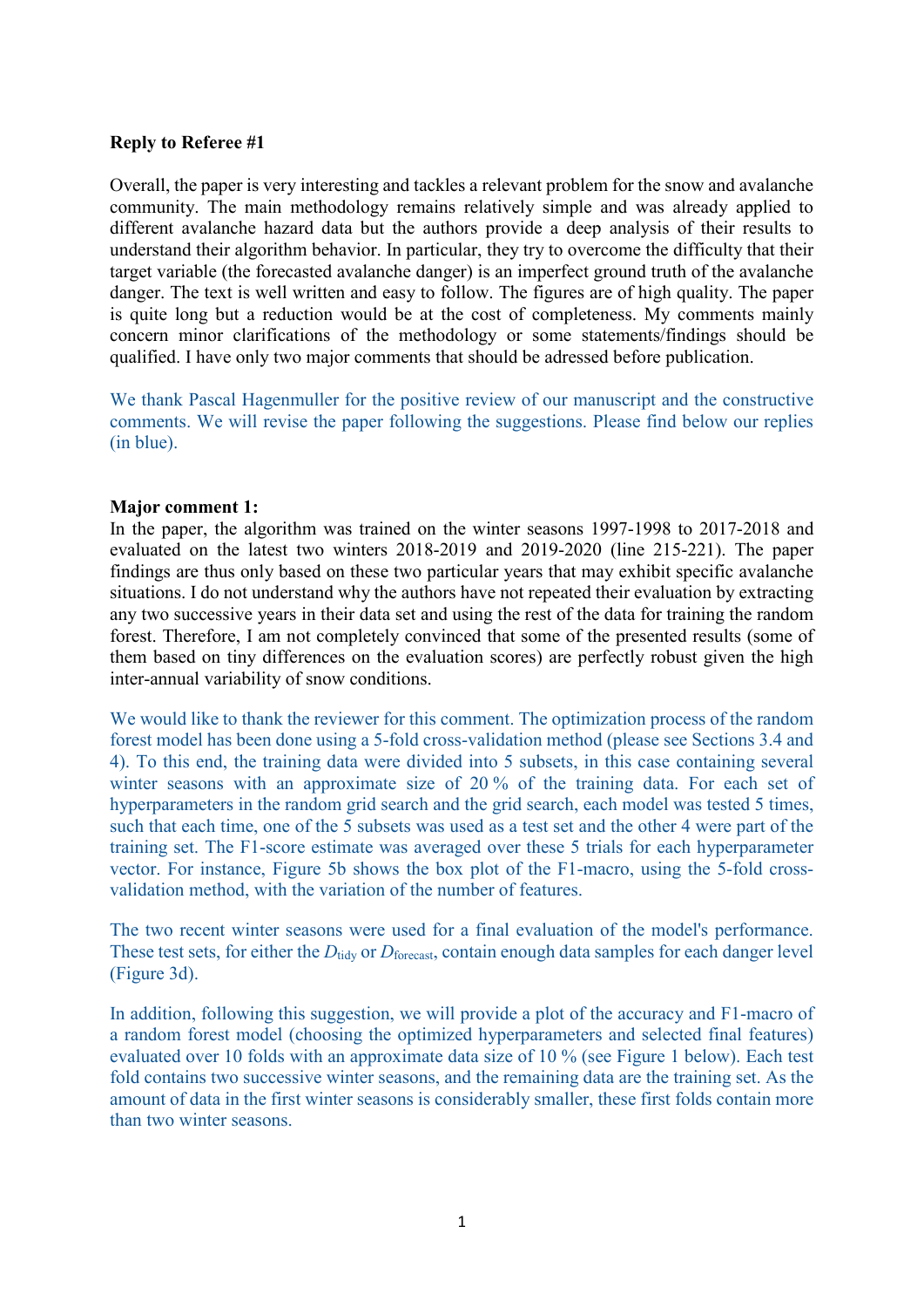**Reply to Referee #1**

Overall, the paper is very interesting and tackles a relevant problem for the snow and avalanche community. The main methodology remains relatively simple and was already applied to different avalanche hazard data but the authors provide a deep analysis of their results to understand their algorithm behavior. In particular, they try to overcome the difficulty that their target variable (the forecasted avalanche danger) is an imperfect ground truth of the avalanche danger. The text is well written and easy to follow. The figures are of high quality. The paper is quite long but a reduction would be at the cost of completeness. My comments mainly concern minor clarifications of the methodology or some statements/findings should be qualified. I have only two major comments that should be adressed before publication.

We thank Pascal Hagenmuller for the positive review of our manuscript and the constructive comments. We will revise the paper following the suggestions. Please find below our replies (in blue).

**Major comment 1:**

In the paper, the algorithm was trained on the winter seasons 1997-1998 to 2017-2018 and evaluated on the latest two winters 2018-2019 and 2019-2020 (line 215-221). The paper findings are thus only based on these two particular years that may exhibit specific avalanche situations. I do not understand why the authors have not repeated their evaluation by extracting any two successive years in their data set and using the rest of the data for training the random forest. Therefore, I am not completely convinced that some of the presented results (some of them based on tiny differences on the evaluation scores) are perfectly robust given the high inter-annual variability of snow conditions.

We would like to thank the reviewer for this comment. The optimization process of the random forest model has been done using a 5-fold cross-validation method (please see Sections 3.4 and 4). To this end, the training data were divided into 5 subsets, in this case containing several winter seasons with an approximate size of 20 % of the training data. For each set of hyperparameters in the random grid search and the grid search, each model was tested 5 times, such that each time, one of the 5 subsets was used as a test set and the other 4 were part of the training set. The F1-score estimate was averaged over these 5 trials for each hyperparameter vector. For instance, Figure 5b shows the box plot of the F1-macro, using the 5-fold cross-validation method, with the variation of the number of features.

The two recent winter seasons were used for a final evaluation of the model's performance. These test sets, for either the $D_{\text{tidy}}$ or $D_{\text{forecast}}$, contain enough data samples for each danger level (Figure 3d).

In addition, following this suggestion, we will provide a plot of the accuracy and F1-macro of a random forest model (choosing the optimized hyperparameters and selected final features) evaluated over 10 folds with an approximate data size of 10 % (see Figure 1 below). Each test fold contains two successive winter seasons, and the remaining data are the training set. As the amount of data in the first winter seasons is considerably smaller, these first folds contain more than two winter seasons.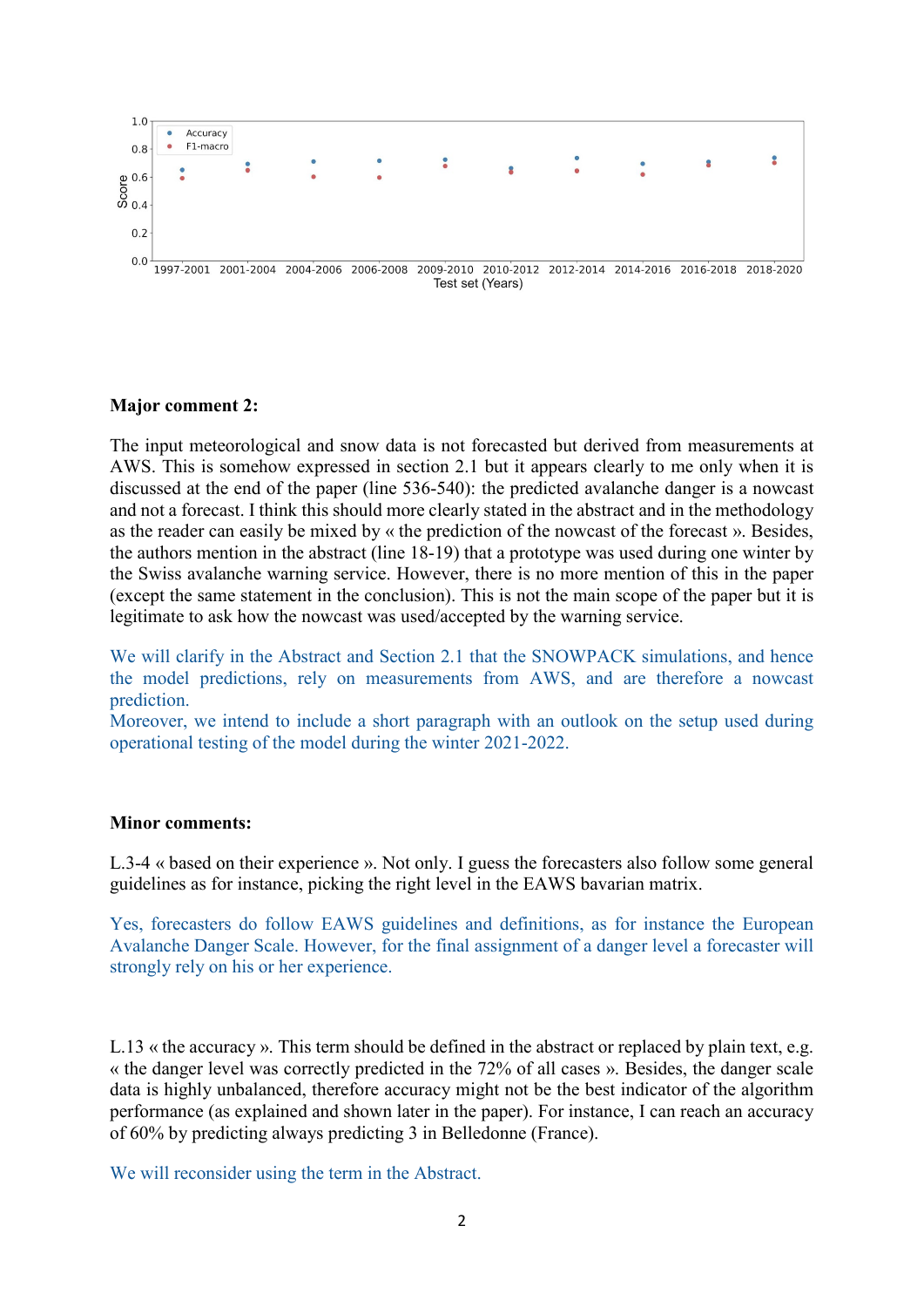**Major comment 2:**

The input meteorological and snow data is not forecasted but derived from measurements at AWS. This is somehow expressed in section 2.1 but it appears clearly to me only when it is discussed at the end of the paper (line 536-540): the predicted avalanche danger is a nowcast and not a forecast. I think this should more clearly stated in the abstract and in the methodology as the reader can easily be mixed by « the prediction of the nowcast of the forecast ». Besides, the authors mention in the abstract (line 18-19) that a prototype was used during one winter by the Swiss avalanche warning service. However, there is no more mention of this in the paper (except the same statement in the conclusion). This is not the main scope of the paper but it is legitimate to ask how the nowcast was used/accepted by the warning service.

We will clarify in the Abstract and Section 2.1 that the SNOWPACK simulations, and hence the model predictions, rely on measurements from AWS, and are therefore a nowcast prediction.
Moreover, we intend to include a short paragraph with an outlook on the setup used during operational testing of the model during the winter 2021-2022.

**Minor comments:**

L.3-4 « based on their experience ». Not only. I guess the forecasters also follow some general guidelines as for instance, picking the right level in the EAWS bavarian matrix.

Yes, forecasters do follow EAWS guidelines and definitions, as for instance the European Avalanche Danger Scale. However, for the final assignment of a danger level a forecaster will strongly rely on his or her experience.

L.13 « the accuracy ». This term should be defined in the abstract or replaced by plain text, e.g. « the danger level was correctly predicted in the 72% of all cases ». Besides, the danger scale data is highly unbalanced, therefore accuracy might not be the best indicator of the algorithm performance (as explained and shown later in the paper). For instance, I can reach an accuracy of 60% by predicting always predicting 3 in Belledonne (France).

We will reconsider using the term in the Abstract.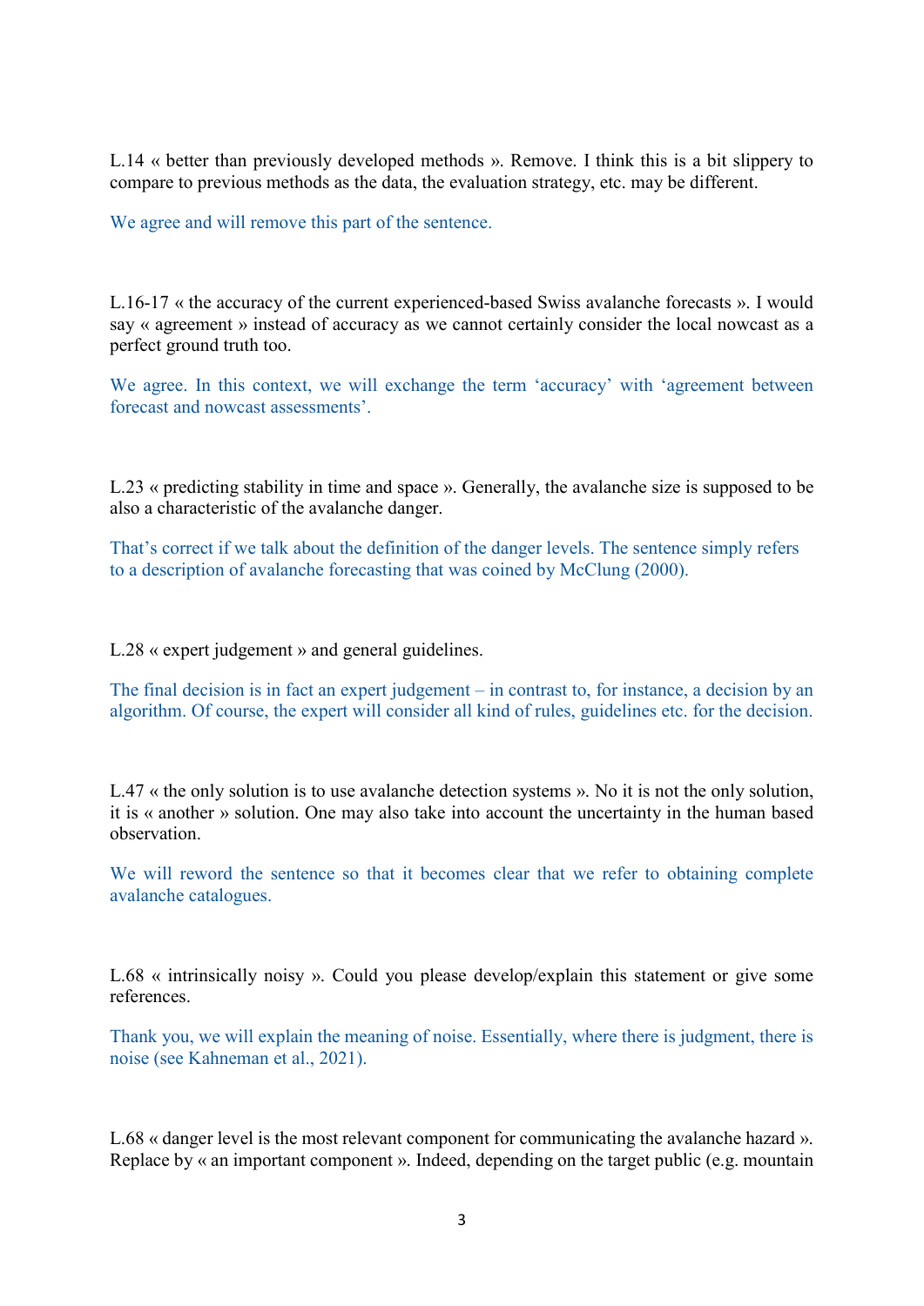L.14 « better than previously developed methods ». Remove. I think this is a bit slippery to compare to previous methods as the data, the evaluation strategy, etc. may be different.

We agree and will remove this part of the sentence.

L.16-17 « the accuracy of the current experienced-based Swiss avalanche forecasts ». I would say « agreement » instead of accuracy as we cannot certainly consider the local nowcast as a perfect ground truth too.

We agree. In this context, we will exchange the term 'accuracy' with 'agreement between forecast and nowcast assessments'.

L.23 « predicting stability in time and space ». Generally, the avalanche size is supposed to be also a characteristic of the avalanche danger.

That's correct if we talk about the definition of the danger levels. The sentence simply refers to a description of avalanche forecasting that was coined by McClung (2000).

L.28 « expert judgement » and general guidelines.

The final decision is in fact an expert judgement – in contrast to, for instance, a decision by an algorithm. Of course, the expert will consider all kind of rules, guidelines etc. for the decision.

L.47 « the only solution is to use avalanche detection systems ». No it is not the only solution, it is « another » solution. One may also take into account the uncertainty in the human based observation.

We will reword the sentence so that it becomes clear that we refer to obtaining complete avalanche catalogues.

L.68 « intrinsically noisy ». Could you please develop/explain this statement or give some references.

Thank you, we will explain the meaning of noise. Essentially, where there is judgment, there is noise (see Kahneman et al., 2021).

L.68 « danger level is the most relevant component for communicating the avalanche hazard ». Replace by « an important component ». Indeed, depending on the target public (e.g. mountain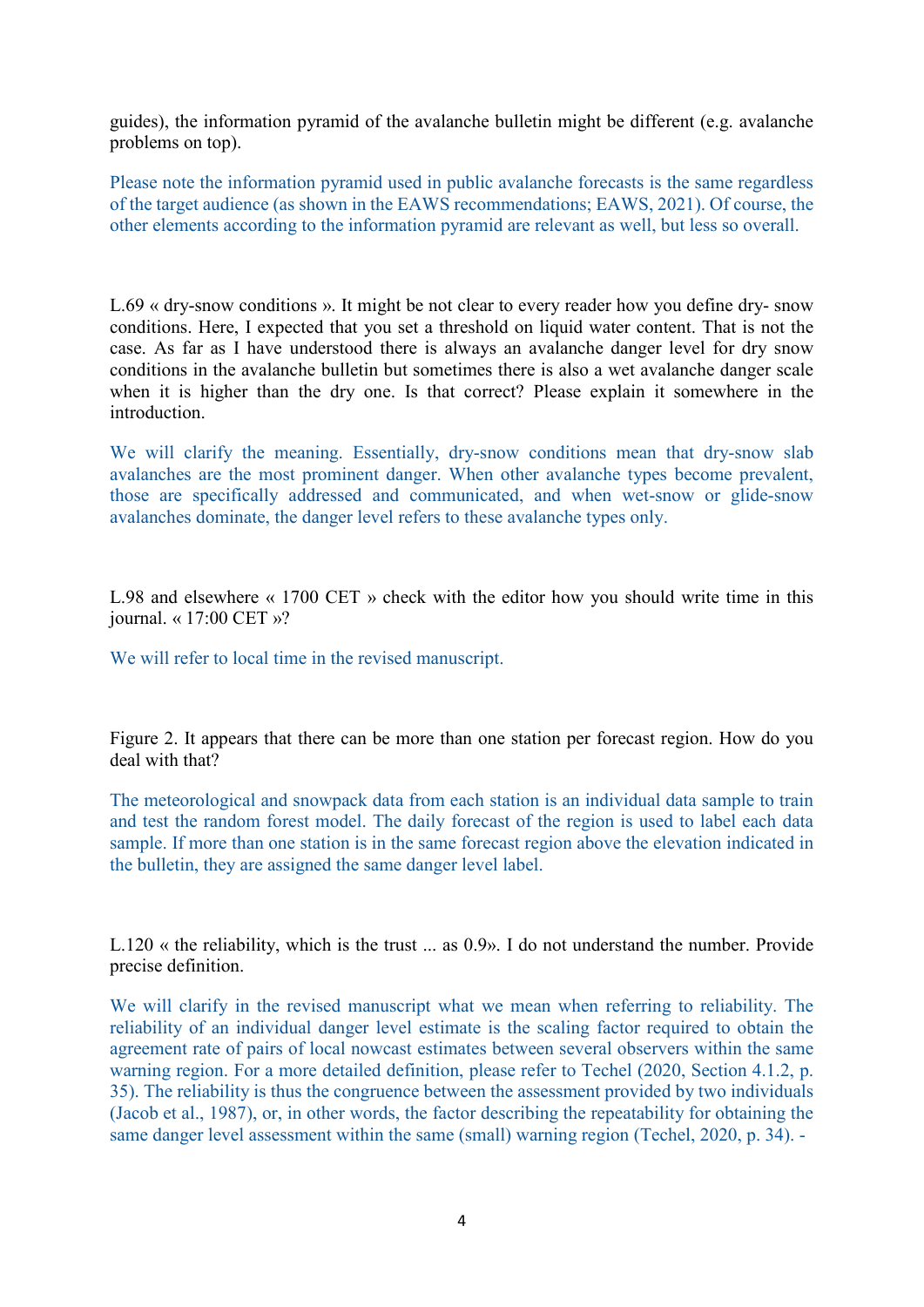guides), the information pyramid of the avalanche bulletin might be different (e.g. avalanche problems on top).

Please note the information pyramid used in public avalanche forecasts is the same regardless of the target audience (as shown in the EAWS recommendations; EAWS, 2021). Of course, the other elements according to the information pyramid are relevant as well, but less so overall.

L.69 « dry-snow conditions ». It might be not clear to every reader how you define dry- snow conditions. Here, I expected that you set a threshold on liquid water content. That is not the case. As far as I have understood there is always an avalanche danger level for dry snow conditions in the avalanche bulletin but sometimes there is also a wet avalanche danger scale when it is higher than the dry one. Is that correct? Please explain it somewhere in the introduction.

We will clarify the meaning. Essentially, dry-snow conditions mean that dry-snow slab avalanches are the most prominent danger. When other avalanche types become prevalent, those are specifically addressed and communicated, and when wet-snow or glide-snow avalanches dominate, the danger level refers to these avalanche types only.

L.98 and elsewhere « 1700 CET » check with the editor how you should write time in this journal. « 17:00 CET »?

We will refer to local time in the revised manuscript.

Figure 2. It appears that there can be more than one station per forecast region. How do you deal with that?

The meteorological and snowpack data from each station is an individual data sample to train and test the random forest model. The daily forecast of the region is used to label each data sample. If more than one station is in the same forecast region above the elevation indicated in the bulletin, they are assigned the same danger level label.

L.120 « the reliability, which is the trust ... as 0.9». I do not understand the number. Provide precise definition.

We will clarify in the revised manuscript what we mean when referring to reliability. The reliability of an individual danger level estimate is the scaling factor required to obtain the agreement rate of pairs of local nowcast estimates between several observers within the same warning region. For a more detailed definition, please refer to Techel (2020, Section 4.1.2, p. 35). The reliability is thus the congruence between the assessment provided by two individuals (Jacob et al., 1987), or, in other words, the factor describing the repeatability for obtaining the same danger level assessment within the same (small) warning region (Techel, 2020, p. 34). -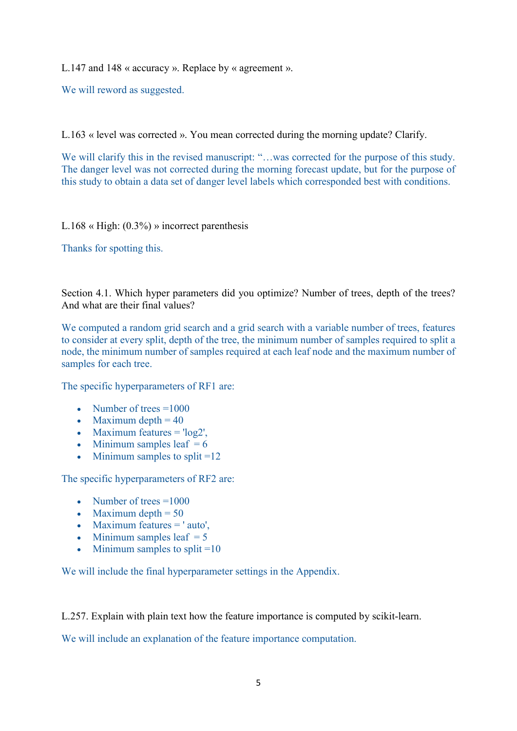L.147 and 148 « accuracy ». Replace by « agreement ».

We will reword as suggested.

L.163 « level was corrected ». You mean corrected during the morning update? Clarify.

We will clarify this in the revised manuscript: "…was corrected for the purpose of this study. The danger level was not corrected during the morning forecast update, but for the purpose of this study to obtain a data set of danger level labels which corresponded best with conditions.

L.168 « High: (0.3%) » incorrect parenthesis

Thanks for spotting this.

Section 4.1. Which hyper parameters did you optimize? Number of trees, depth of the trees? And what are their final values?

We computed a random grid search and a grid search with a variable number of trees, features to consider at every split, depth of the tree, the minimum number of samples required to split a node, the minimum number of samples required at each leaf node and the maximum number of samples for each tree.

The specific hyperparameters of RF1 are:

- Number of trees =1000
- Maximum depth = 40
- Maximum features = 'log2',
- Minimum samples leaf = 6
- Minimum samples to split =12

The specific hyperparameters of RF2 are:

- Number of trees =1000
- Maximum depth = 50
- Maximum features = ' auto',
- Minimum samples leaf = 5
- Minimum samples to split =10

We will include the final hyperparameter settings in the Appendix.

L.257. Explain with plain text how the feature importance is computed by scikit-learn.

We will include an explanation of the feature importance computation.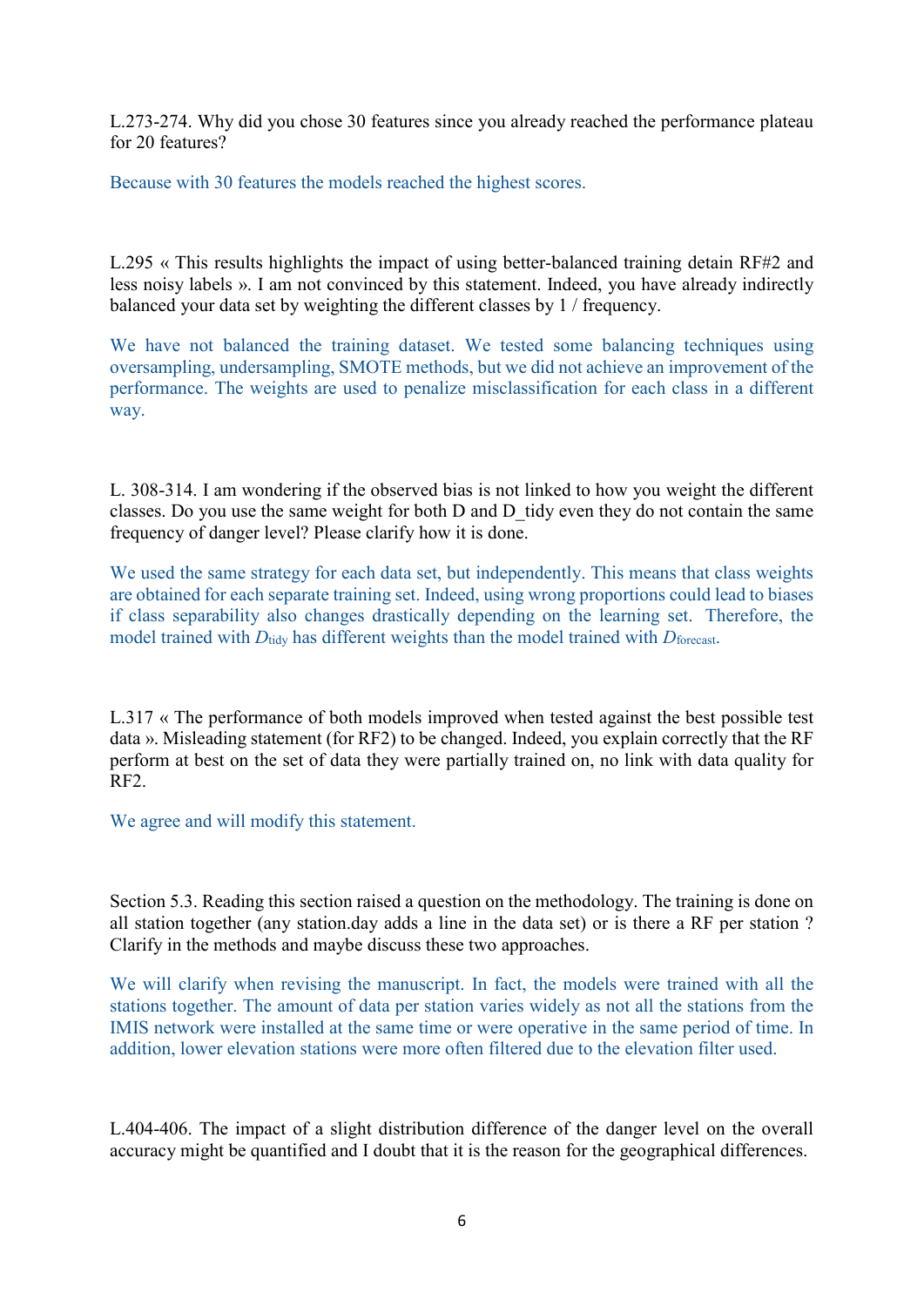L.273-274. Why did you chose 30 features since you already reached the performance plateau for 20 features?

Because with 30 features the models reached the highest scores.

L.295 « This results highlights the impact of using better-balanced training detain RF#2 and less noisy labels ». I am not convinced by this statement. Indeed, you have already indirectly balanced your data set by weighting the different classes by 1 / frequency.

We have not balanced the training dataset. We tested some balancing techniques using oversampling, undersampling, SMOTE methods, but we did not achieve an improvement of the performance. The weights are used to penalize misclassification for each class in a different way.

L. 308-314. I am wondering if the observed bias is not linked to how you weight the different classes. Do you use the same weight for both D and D_tidy even they do not contain the same frequency of danger level? Please clarify how it is done.

We used the same strategy for each data set, but independently. This means that class weights are obtained for each separate training set. Indeed, using wrong proportions could lead to biases if class separability also changes drastically depending on the learning set. Therefore, the model trained with $D_{tidy}$ has different weights than the model trained with $D_{forecast}$.

L.317 « The performance of both models improved when tested against the best possible test data ». Misleading statement (for RF2) to be changed. Indeed, you explain correctly that the RF perform at best on the set of data they were partially trained on, no link with data quality for RF2.

We agree and will modify this statement.

Section 5.3. Reading this section raised a question on the methodology. The training is done on all station together (any station.day adds a line in the data set) or is there a RF per station ? Clarify in the methods and maybe discuss these two approaches.

We will clarify when revising the manuscript. In fact, the models were trained with all the stations together. The amount of data per station varies widely as not all the stations from the IMIS network were installed at the same time or were operative in the same period of time. In addition, lower elevation stations were more often filtered due to the elevation filter used.

L.404-406. The impact of a slight distribution difference of the danger level on the overall accuracy might be quantified and I doubt that it is the reason for the geographical differences.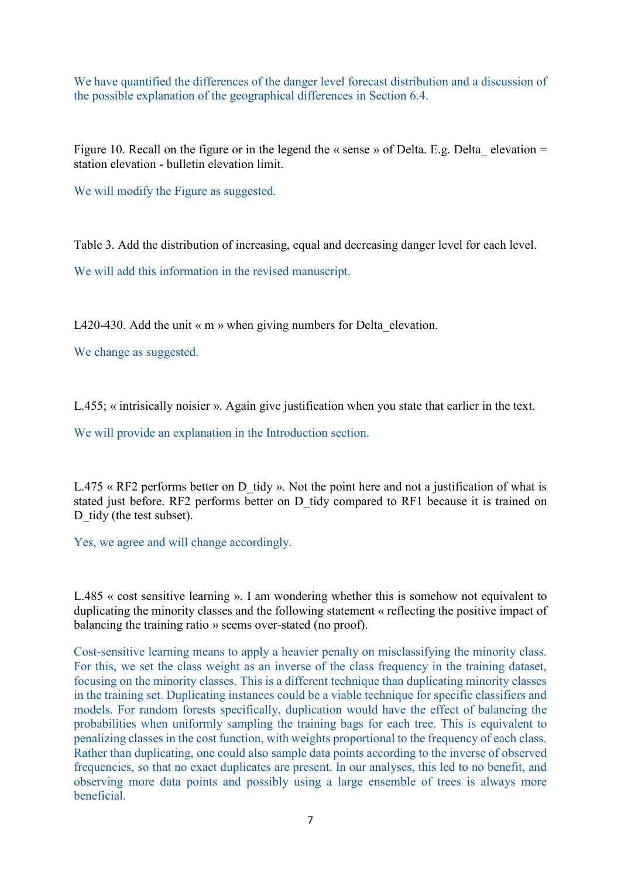We have quantified the differences of the danger level forecast distribution and a discussion of the possible explanation of the geographical differences in Section 6.4.

Figure 10. Recall on the figure or in the legend the « sense » of Delta. E.g. Delta_ elevation = station elevation - bulletin elevation limit.

We will modify the Figure as suggested.

Table 3. Add the distribution of increasing, equal and decreasing danger level for each level.

We will add this information in the revised manuscript.

L420-430. Add the unit « m » when giving numbers for Delta_elevation.

We change as suggested.

L.455; « intrisically noisier ». Again give justification when you state that earlier in the text.

We will provide an explanation in the Introduction section.

L.475 « RF2 performs better on D_tidy ». Not the point here and not a justification of what is stated just before. RF2 performs better on D_tidy compared to RF1 because it is trained on D_tidy (the test subset).

Yes, we agree and will change accordingly.

L.485 « cost sensitive learning ». I am wondering whether this is somehow not equivalent to duplicating the minority classes and the following statement « reflecting the positive impact of balancing the training ratio » seems over-stated (no proof).

Cost-sensitive learning means to apply a heavier penalty on misclassifying the minority class. For this, we set the class weight as an inverse of the class frequency in the training dataset, focusing on the minority classes. This is a different technique than duplicating minority classes in the training set. Duplicating instances could be a viable technique for specific classifiers and models. For random forests specifically, duplication would have the effect of balancing the probabilities when uniformly sampling the training bags for each tree. This is equivalent to penalizing classes in the cost function, with weights proportional to the frequency of each class. Rather than duplicating, one could also sample data points according to the inverse of observed frequencies, so that no exact duplicates are present. In our analyses, this led to no benefit, and observing more data points and possibly using a large ensemble of trees is always more beneficial.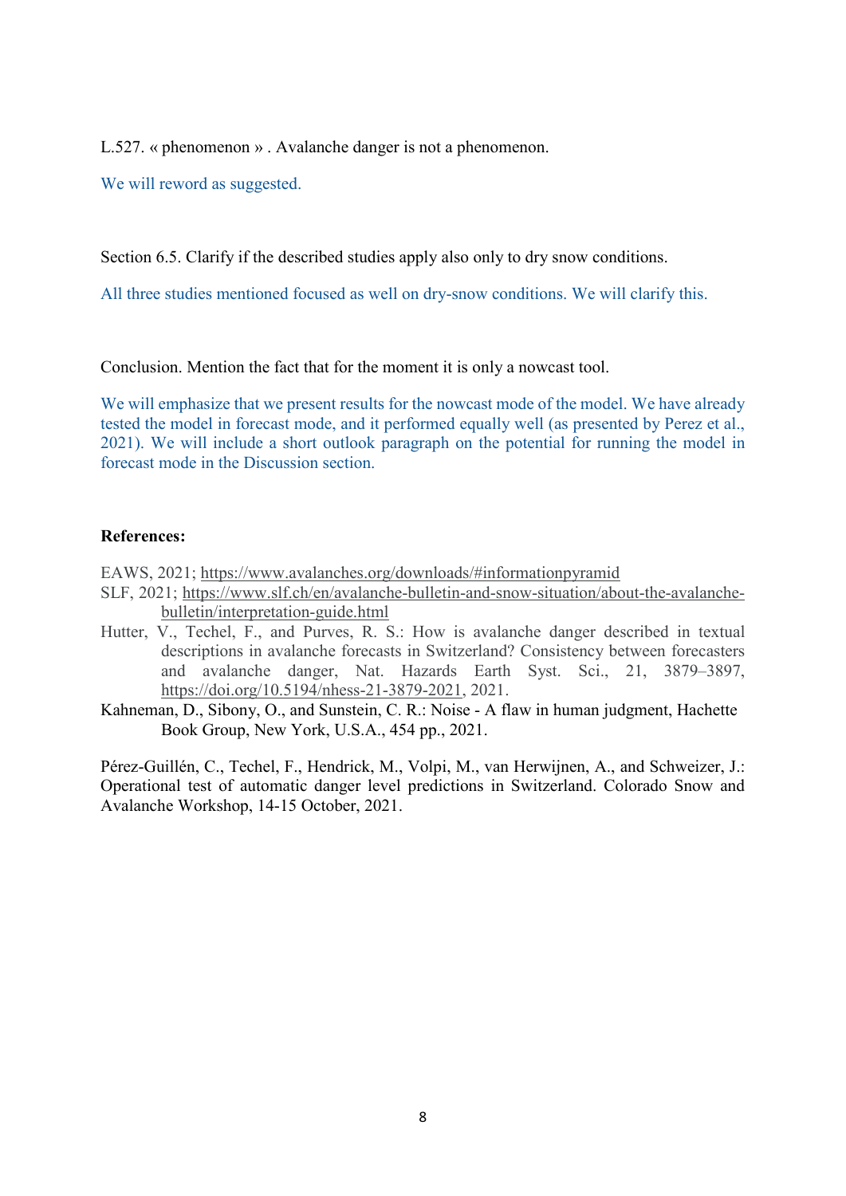L.527. « phenomenon » . Avalanche danger is not a phenomenon.

We will reword as suggested.

Section 6.5. Clarify if the described studies apply also only to dry snow conditions.

All three studies mentioned focused as well on dry-snow conditions. We will clarify this.

Conclusion. Mention the fact that for the moment it is only a nowcast tool.

We will emphasize that we present results for the nowcast mode of the model. We have already tested the model in forecast mode, and it performed equally well (as presented by Perez et al., 2021). We will include a short outlook paragraph on the potential for running the model in forecast mode in the Discussion section.

**References:**

EAWS, 2021; https://www.avalanches.org/downloads/#informationpyramid

SLF, 2021; https://www.slf.ch/en/avalanche-bulletin-and-snow-situation/about-the-avalanche-bulletin/interpretation-guide.html

Hutter, V., Techel, F., and Purves, R. S.: How is avalanche danger described in textual descriptions in avalanche forecasts in Switzerland? Consistency between forecasters and avalanche danger, Nat. Hazards Earth Syst. Sci., 21, 3879–3897, https://doi.org/10.5194/nhess-21-3879-2021, 2021.

Kahneman, D., Sibony, O., and Sunstein, C. R.: Noise - A flaw in human judgment, Hachette Book Group, New York, U.S.A., 454 pp., 2021.

Pérez-Guillén, C., Techel, F., Hendrick, M., Volpi, M., van Herwijnen, A., and Schweizer, J.: Operational test of automatic danger level predictions in Switzerland. Colorado Snow and Avalanche Workshop, 14-15 October, 2021.